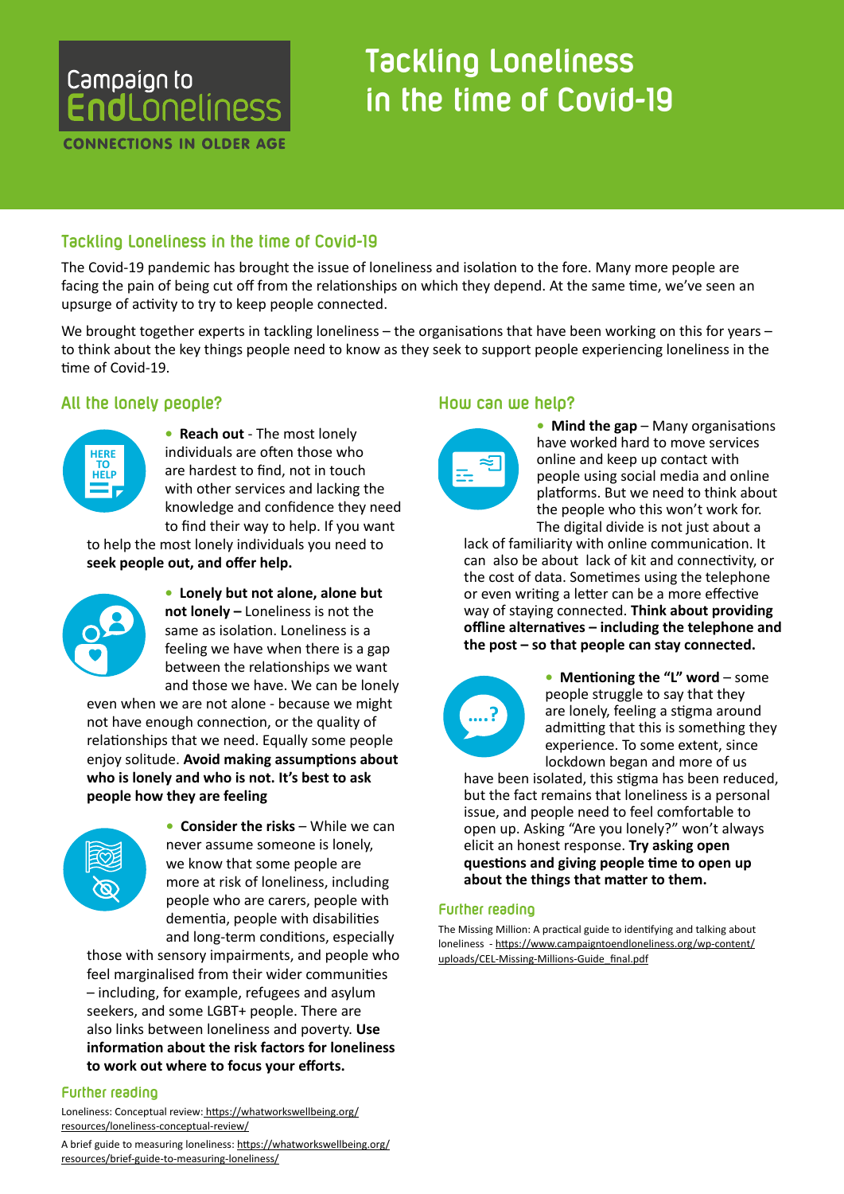Campaign to EndLoneliness

CONNECTIONS IN OLDER AGE

# Tackling Loneliness in the time of Covid-19

## Tackling Loneliness in the time of Covid-19

The Covid-19 pandemic has brought the issue of loneliness and isolation to the fore. Many more people are facing the pain of being cut off from the relationships on which they depend. At the same time, we've seen an upsurge of activity to try to keep people connected.

We brought together experts in tackling loneliness – the organisations that have been working on this for years – to think about the key things people need to know as they seek to support people experiencing loneliness in the time of Covid-19.

## All the lonely people?

- **Reach out** - The most lonely individuals are often those who are hardest to find, not in touch with other services and lacking the knowledge and confidence they need to find their way to help. If you want to help the most lonely individuals you need to **seek people out, and offer help.**

- **Lonely but not alone, alone but not lonely –** Loneliness is not the same as isolation. Loneliness is a feeling we have when there is a gap between the relationships we want and those we have. We can be lonely even when we are not alone - because we might not have enough connection, or the quality of relationships that we need. Equally some people enjoy solitude. **Avoid making assumptions about who is lonely and who is not. It's best to ask people how they are feeling**

- **Consider the risks** – While we can never assume someone is lonely, we know that some people are more at risk of loneliness, including people who are carers, people with dementia, people with disabilities and long-term conditions, especially those with sensory impairments, and people who feel marginalised from their wider communities – including, for example, refugees and asylum seekers, and some LGBT+ people. There are also links between loneliness and poverty. **Use information about the risk factors for loneliness to work out where to focus your efforts.**

### Further reading

Loneliness: Conceptual review: https://whatworkswellbeing.org/resources/loneliness-conceptual-review/

A brief guide to measuring loneliness: https://whatworkswellbeing.org/resources/brief-guide-to-measuring-loneliness/

## How can we help?

- **Mind the gap** – Many organisations have worked hard to move services online and keep up contact with people using social media and online platforms. But we need to think about the people who this won't work for. The digital divide is not just about a lack of familiarity with online communication. It can also be about lack of kit and connectivity, or the cost of data. Sometimes using the telephone or even writing a letter can be a more effective way of staying connected. **Think about providing offline alternatives – including the telephone and the post – so that people can stay connected.**

- **Mentioning the "L" word** – some people struggle to say that they are lonely, feeling a stigma around admitting that this is something they experience. To some extent, since lockdown began and more of us have been isolated, this stigma has been reduced, but the fact remains that loneliness is a personal issue, and people need to feel comfortable to open up. Asking "Are you lonely?" won't always elicit an honest response. **Try asking open questions and giving people time to open up about the things that matter to them.**

### Further reading

The Missing Million: A practical guide to identifying and talking about loneliness - https://www.campaigntoendloneliness.org/wp-content/uploads/CEL-Missing-Millions-Guide_final.pdf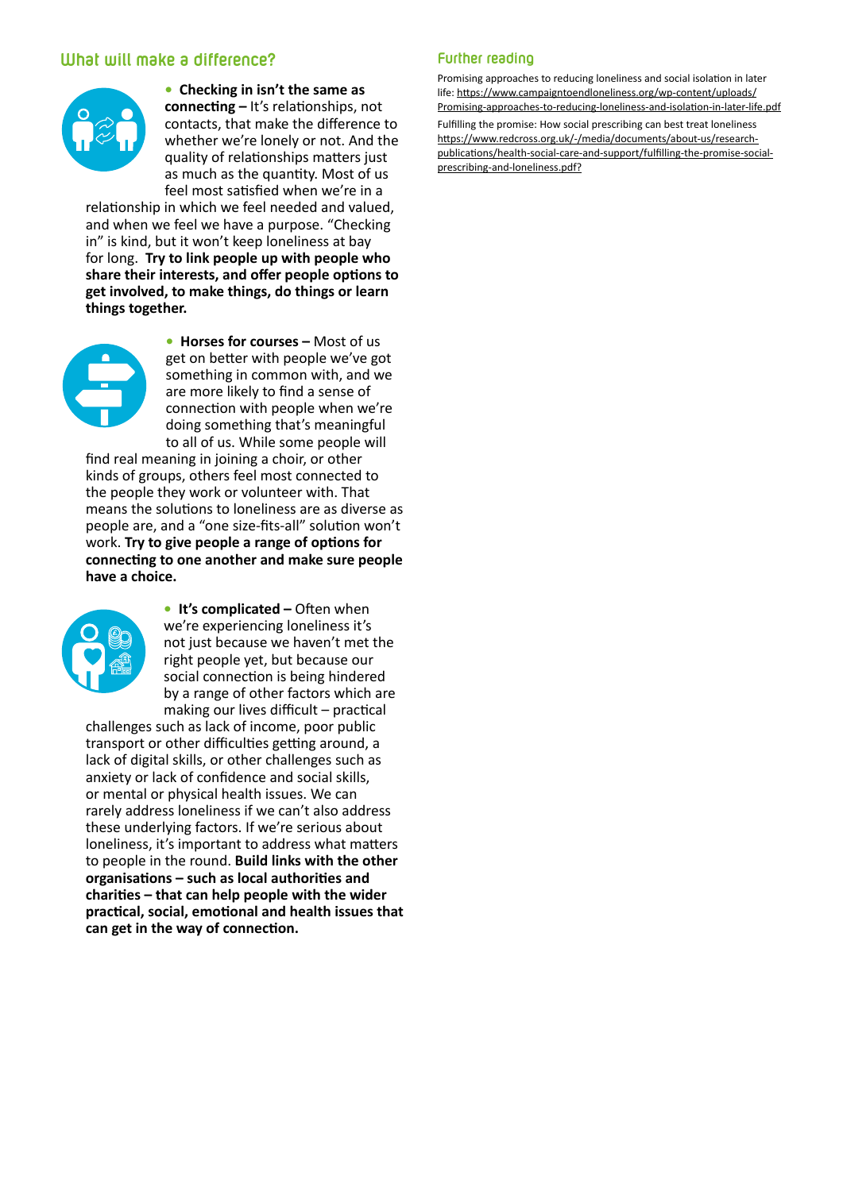## What will make a difference?

- **Checking in isn't the same as connecting –** It's relationships, not contacts, that make the difference to whether we're lonely or not. And the quality of relationships matters just as much as the quantity. Most of us feel most satisfied when we're in a relationship in which we feel needed and valued, and when we feel we have a purpose. "Checking in" is kind, but it won't keep loneliness at bay for long. **Try to link people up with people who share their interests, and offer people options to get involved, to make things, do things or learn things together.**

- **Horses for courses –** Most of us get on better with people we've got something in common with, and we are more likely to find a sense of connection with people when we're doing something that's meaningful to all of us. While some people will find real meaning in joining a choir, or other kinds of groups, others feel most connected to the people they work or volunteer with. That means the solutions to loneliness are as diverse as people are, and a "one size-fits-all" solution won't work. **Try to give people a range of options for connecting to one another and make sure people have a choice.**

- **It's complicated –** Often when we're experiencing loneliness it's not just because we haven't met the right people yet, but because our social connection is being hindered by a range of other factors which are making our lives difficult – practical challenges such as lack of income, poor public transport or other difficulties getting around, a lack of digital skills, or other challenges such as anxiety or lack of confidence and social skills, or mental or physical health issues. We can rarely address loneliness if we can't also address these underlying factors. If we're serious about loneliness, it's important to address what matters to people in the round. **Build links with the other organisations – such as local authorities and charities – that can help people with the wider practical, social, emotional and health issues that can get in the way of connection.**

## Further reading

Promising approaches to reducing loneliness and social isolation in later life: https://www.campaigntoendloneliness.org/wp-content/uploads/Promising-approaches-to-reducing-loneliness-and-isolation-in-later-life.pdf

Fulfilling the promise: How social prescribing can best treat loneliness https://www.redcross.org.uk/-/media/documents/about-us/research-publications/health-social-care-and-support/fulfilling-the-promise-social-prescribing-and-loneliness.pdf?